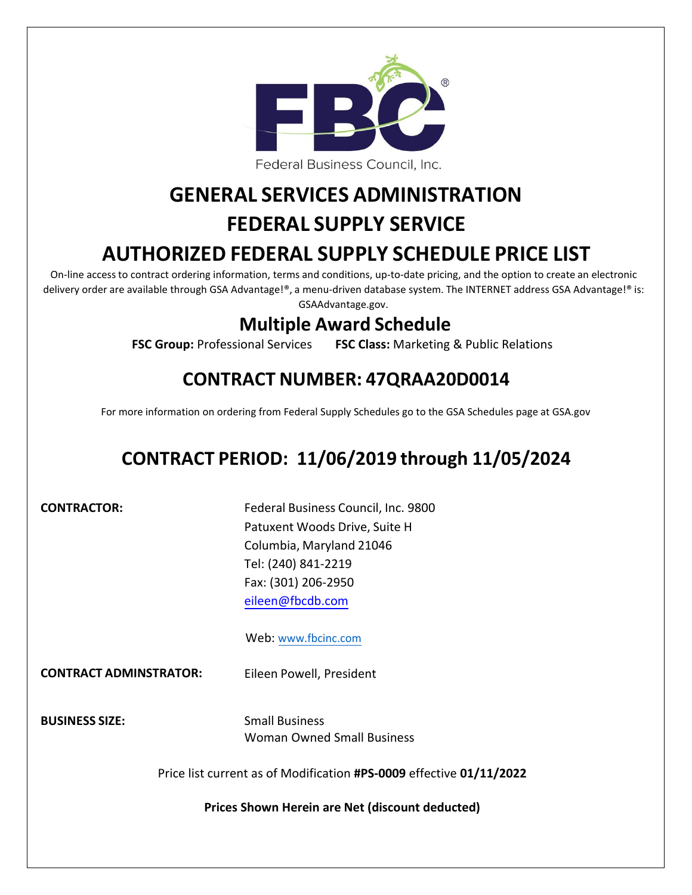Federal Business Council, Inc.

# GENERAL SERVICES ADMINISTRATION
# FEDERAL SUPPLY SERVICE
# AUTHORIZED FEDERAL SUPPLY SCHEDULE PRICE LIST

On-line access to contract ordering information, terms and conditions, up-to-date pricing, and the option to create an electronic delivery order are available through GSA Advantage!®, a menu-driven database system. The INTERNET address GSA Advantage!® is: GSAAdvantage.gov.

## Multiple Award Schedule

**FSC Group:** Professional Services **FSC Class:** Marketing & Public Relations

## CONTRACT NUMBER: 47QRAA20D0014

For more information on ordering from Federal Supply Schedules go to the GSA Schedules page at GSA.gov

## CONTRACT PERIOD: 11/06/2019 through 11/05/2024

**CONTRACTOR:** Federal Business Council, Inc. 9800 Patuxent Woods Drive, Suite H
Columbia, Maryland 21046
Tel: (240) 841-2219
Fax: (301) 206-2950
eileen@fbcdb.com

Web: www.fbcinc.com

**CONTRACT ADMINSTRATOR:** Eileen Powell, President

**BUSINESS SIZE:** Small Business
Woman Owned Small Business

Price list current as of Modification **#PS-0009** effective **01/11/2022**

**Prices Shown Herein are Net (discount deducted)**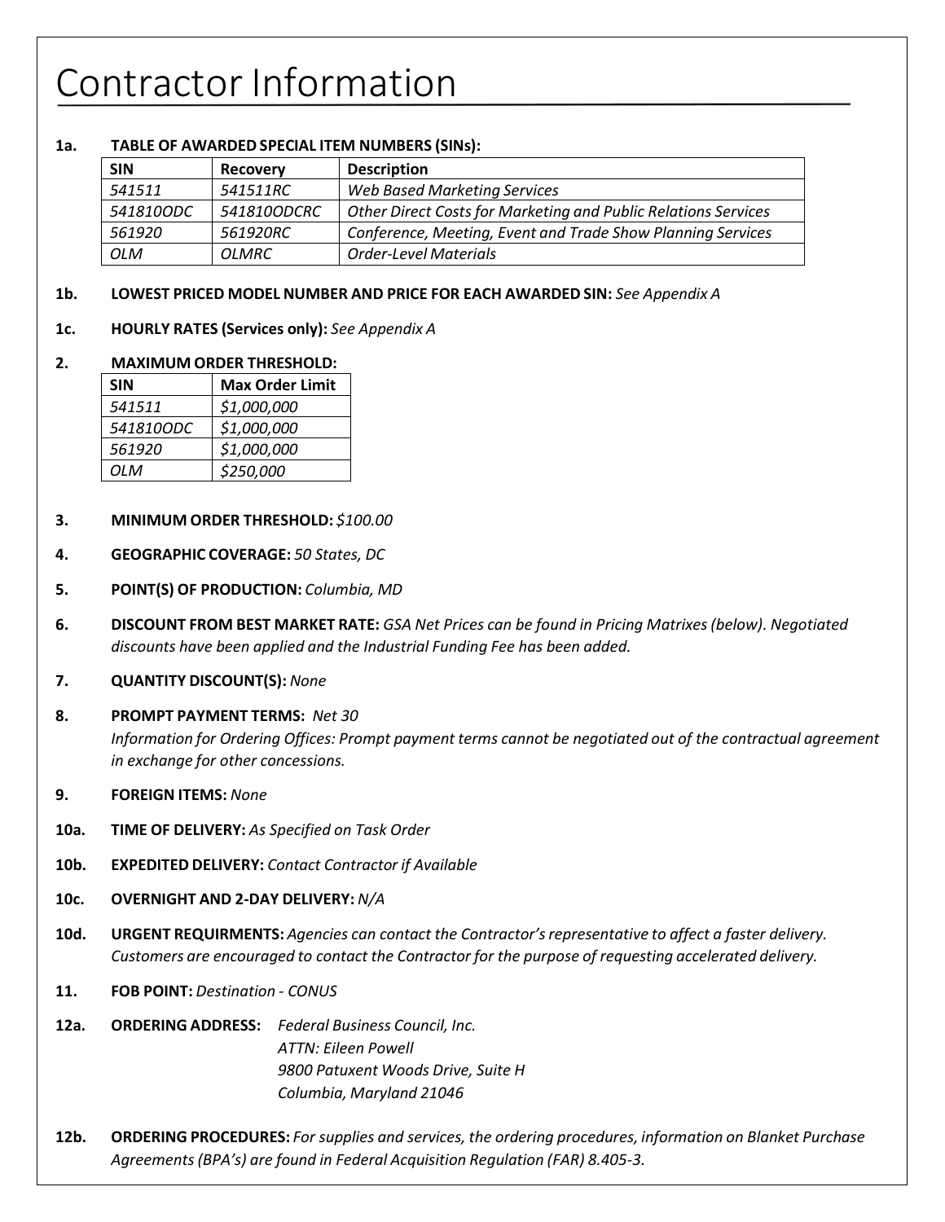# Contractor Information

**1a. TABLE OF AWARDED SPECIAL ITEM NUMBERS (SINs):**

| SIN | Recovery | Description |
| --- | --- | --- |
| *541511* | *541511RC* | *Web Based Marketing Services* |
| *541810ODC* | *541810ODCRC* | *Other Direct Costs for Marketing and Public Relations Services* |
| *561920* | *561920RC* | *Conference, Meeting, Event and Trade Show Planning Services* |
| *OLM* | *OLMRC* | *Order-Level Materials* |

**1b. LOWEST PRICED MODEL NUMBER AND PRICE FOR EACH AWARDED SIN:** *See Appendix A*

**1c. HOURLY RATES (Services only):** *See Appendix A*

**2. MAXIMUM ORDER THRESHOLD:**

| SIN | Max Order Limit |
| --- | --- |
| *541511* | *$1,000,000* |
| *541810ODC* | *$1,000,000* |
| *561920* | *$1,000,000* |
| *OLM* | *$250,000* |

**3. MINIMUM ORDER THRESHOLD:** *$100.00*

**4. GEOGRAPHIC COVERAGE:** *50 States, DC*

**5. POINT(S) OF PRODUCTION:** *Columbia, MD*

**6. DISCOUNT FROM BEST MARKET RATE:** *GSA Net Prices can be found in Pricing Matrixes (below). Negotiated discounts have been applied and the Industrial Funding Fee has been added.*

**7. QUANTITY DISCOUNT(S):** *None*

**8. PROMPT PAYMENT TERMS:** *Net 30*
*Information for Ordering Offices: Prompt payment terms cannot be negotiated out of the contractual agreement in exchange for other concessions.*

**9. FOREIGN ITEMS:** *None*

**10a. TIME OF DELIVERY:** *As Specified on Task Order*

**10b. EXPEDITED DELIVERY:** *Contact Contractor if Available*

**10c. OVERNIGHT AND 2-DAY DELIVERY:** *N/A*

**10d. URGENT REQUIRMENTS:** *Agencies can contact the Contractor's representative to affect a faster delivery. Customers are encouraged to contact the Contractor for the purpose of requesting accelerated delivery.*

**11. FOB POINT:** *Destination - CONUS*

**12a. ORDERING ADDRESS:**
*Federal Business Council, Inc.*
*ATTN: Eileen Powell*
*9800 Patuxent Woods Drive, Suite H*
*Columbia, Maryland 21046*

**12b. ORDERING PROCEDURES:** *For supplies and services, the ordering procedures, information on Blanket Purchase Agreements (BPA's) are found in Federal Acquisition Regulation (FAR) 8.405-3.*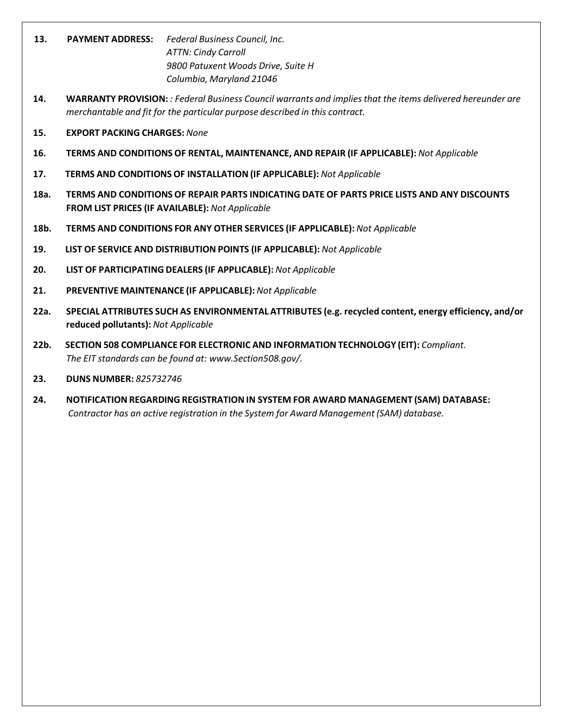**13. PAYMENT ADDRESS:** *Federal Business Council, Inc.*
*ATTN: Cindy Carroll*
*9800 Patuxent Woods Drive, Suite H*
*Columbia, Maryland 21046*

**14. WARRANTY PROVISION:** *: Federal Business Council warrants and implies that the items delivered hereunder are merchantable and fit for the particular purpose described in this contract.*

**15. EXPORT PACKING CHARGES:** *None*

**16. TERMS AND CONDITIONS OF RENTAL, MAINTENANCE, AND REPAIR (IF APPLICABLE):** *Not Applicable*

**17. TERMS AND CONDITIONS OF INSTALLATION (IF APPLICABLE):** *Not Applicable*

**18a. TERMS AND CONDITIONS OF REPAIR PARTS INDICATING DATE OF PARTS PRICE LISTS AND ANY DISCOUNTS FROM LIST PRICES (IF AVAILABLE):** *Not Applicable*

**18b. TERMS AND CONDITIONS FOR ANY OTHER SERVICES (IF APPLICABLE):** *Not Applicable*

**19. LIST OF SERVICE AND DISTRIBUTION POINTS (IF APPLICABLE):** *Not Applicable*

**20. LIST OF PARTICIPATING DEALERS (IF APPLICABLE):** *Not Applicable*

**21. PREVENTIVE MAINTENANCE (IF APPLICABLE):** *Not Applicable*

**22a. SPECIAL ATTRIBUTES SUCH AS ENVIRONMENTAL ATTRIBUTES (e.g. recycled content, energy efficiency, and/or reduced pollutants):** *Not Applicable*

**22b. SECTION 508 COMPLIANCE FOR ELECTRONIC AND INFORMATION TECHNOLOGY (EIT):** *Compliant. The EIT standards can be found at: www.Section508.gov/.*

**23. DUNS NUMBER:** *825732746*

**24. NOTIFICATION REGARDING REGISTRATION IN SYSTEM FOR AWARD MANAGEMENT (SAM) DATABASE:** *Contractor has an active registration in the System for Award Management (SAM) database.*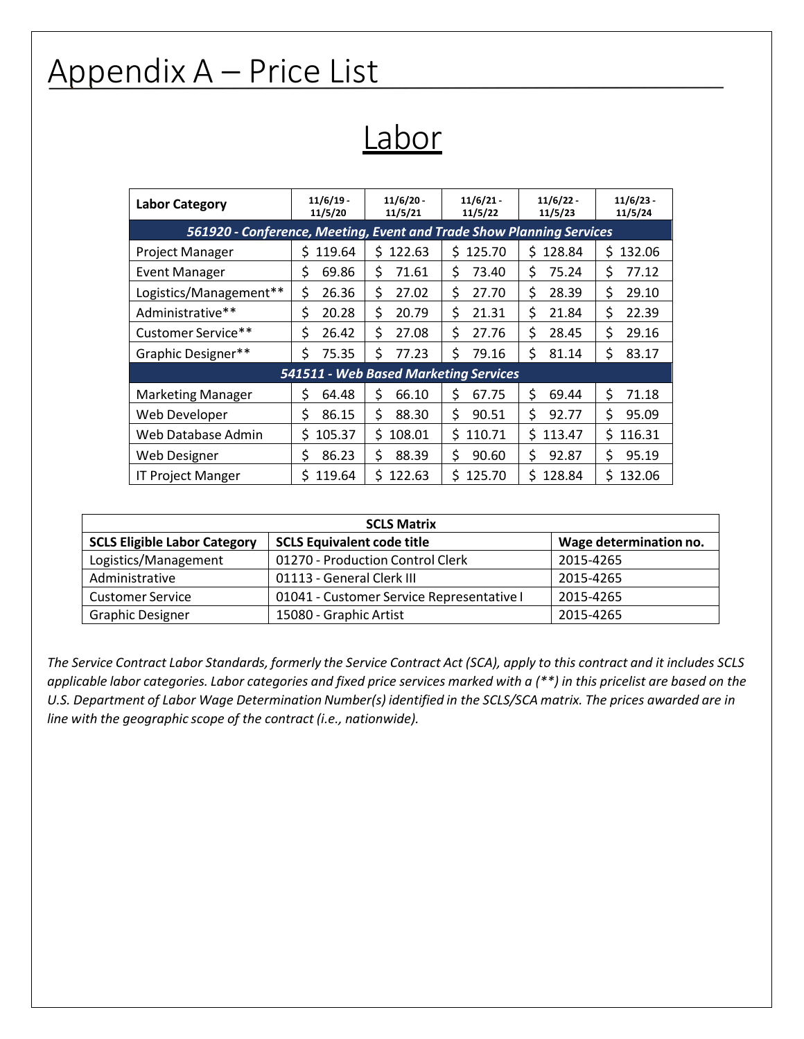# Appendix A – Price List

## Labor

| Labor Category | 11/6/19 - 11/5/20 | 11/6/20 - 11/5/21 | 11/6/21 - 11/5/22 | 11/6/22 - 11/5/23 | 11/6/23 - 11/5/24 |
|---|---|---|---|---|---|
| ***561920 - Conference, Meeting, Event and Trade Show Planning Services*** | | | | | |
| Project Manager | $ 119.64 | $ 122.63 | $ 125.70 | $ 128.84 | $ 132.06 |
| Event Manager | $ 69.86 | $ 71.61 | $ 73.40 | $ 75.24 | $ 77.12 |
| Logistics/Management** | $ 26.36 | $ 27.02 | $ 27.70 | $ 28.39 | $ 29.10 |
| Administrative** | $ 20.28 | $ 20.79 | $ 21.31 | $ 21.84 | $ 22.39 |
| Customer Service** | $ 26.42 | $ 27.08 | $ 27.76 | $ 28.45 | $ 29.16 |
| Graphic Designer** | $ 75.35 | $ 77.23 | $ 79.16 | $ 81.14 | $ 83.17 |
| ***541511 - Web Based Marketing Services*** | | | | | |
| Marketing Manager | $ 64.48 | $ 66.10 | $ 67.75 | $ 69.44 | $ 71.18 |
| Web Developer | $ 86.15 | $ 88.30 | $ 90.51 | $ 92.77 | $ 95.09 |
| Web Database Admin | $ 105.37 | $ 108.01 | $ 110.71 | $ 113.47 | $ 116.31 |
| Web Designer | $ 86.23 | $ 88.39 | $ 90.60 | $ 92.87 | $ 95.19 |
| IT Project Manger | $ 119.64 | $ 122.63 | $ 125.70 | $ 128.84 | $ 132.06 |

| SCLS Matrix | | |
|---|---|---|
| **SCLS Eligible Labor Category** | **SCLS Equivalent code title** | **Wage determination no.** |
| Logistics/Management | 01270 - Production Control Clerk | 2015-4265 |
| Administrative | 01113 - General Clerk III | 2015-4265 |
| Customer Service | 01041 - Customer Service Representative I | 2015-4265 |
| Graphic Designer | 15080 - Graphic Artist | 2015-4265 |

*The Service Contract Labor Standards, formerly the Service Contract Act (SCA), apply to this contract and it includes SCLS applicable labor categories. Labor categories and fixed price services marked with a (**) in this pricelist are based on the U.S. Department of Labor Wage Determination Number(s) identified in the SCLS/SCA matrix. The prices awarded are in line with the geographic scope of the contract (i.e., nationwide).*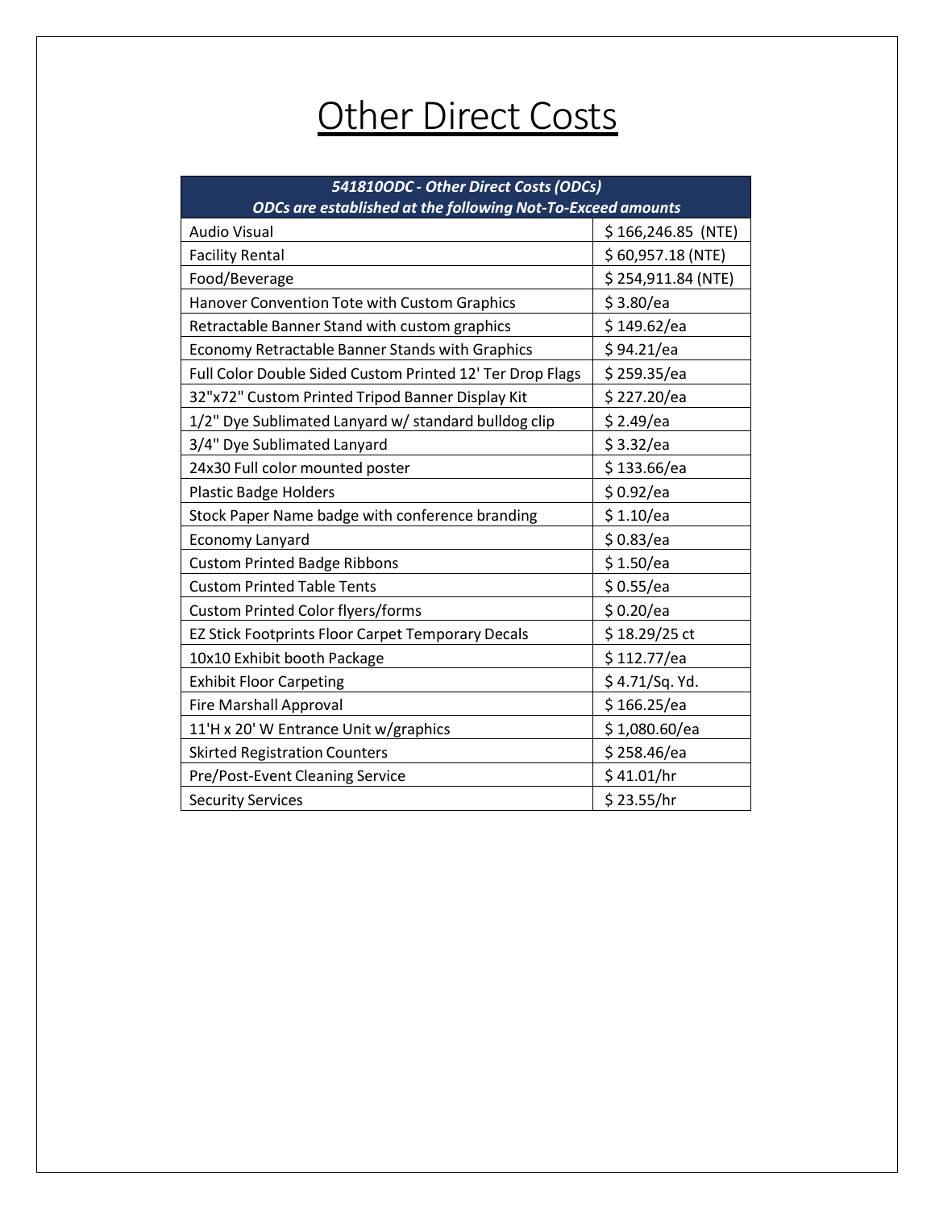# Other Direct Costs

| ***541810ODC - Other Direct Costs (ODCs)*** ***ODCs are established at the following Not-To-Exceed amounts*** | |
|---|---|
| Audio Visual | $ 166,246.85 (NTE) |
| Facility Rental | $ 60,957.18 (NTE) |
| Food/Beverage | $ 254,911.84 (NTE) |
| Hanover Convention Tote with Custom Graphics | $ 3.80/ea |
| Retractable Banner Stand with custom graphics | $ 149.62/ea |
| Economy Retractable Banner Stands with Graphics | $ 94.21/ea |
| Full Color Double Sided Custom Printed 12' Ter Drop Flags | $ 259.35/ea |
| 32"x72" Custom Printed Tripod Banner Display Kit | $ 227.20/ea |
| 1/2" Dye Sublimated Lanyard w/ standard bulldog clip | $ 2.49/ea |
| 3/4" Dye Sublimated Lanyard | $ 3.32/ea |
| 24x30 Full color mounted poster | $ 133.66/ea |
| Plastic Badge Holders | $ 0.92/ea |
| Stock Paper Name badge with conference branding | $ 1.10/ea |
| Economy Lanyard | $ 0.83/ea |
| Custom Printed Badge Ribbons | $ 1.50/ea |
| Custom Printed Table Tents | $ 0.55/ea |
| Custom Printed Color flyers/forms | $ 0.20/ea |
| EZ Stick Footprints Floor Carpet Temporary Decals | $ 18.29/25 ct |
| 10x10 Exhibit booth Package | $ 112.77/ea |
| Exhibit Floor Carpeting | $ 4.71/Sq. Yd. |
| Fire Marshall Approval | $ 166.25/ea |
| 11'H x 20' W Entrance Unit w/graphics | $ 1,080.60/ea |
| Skirted Registration Counters | $ 258.46/ea |
| Pre/Post-Event Cleaning Service | $ 41.01/hr |
| Security Services | $ 23.55/hr |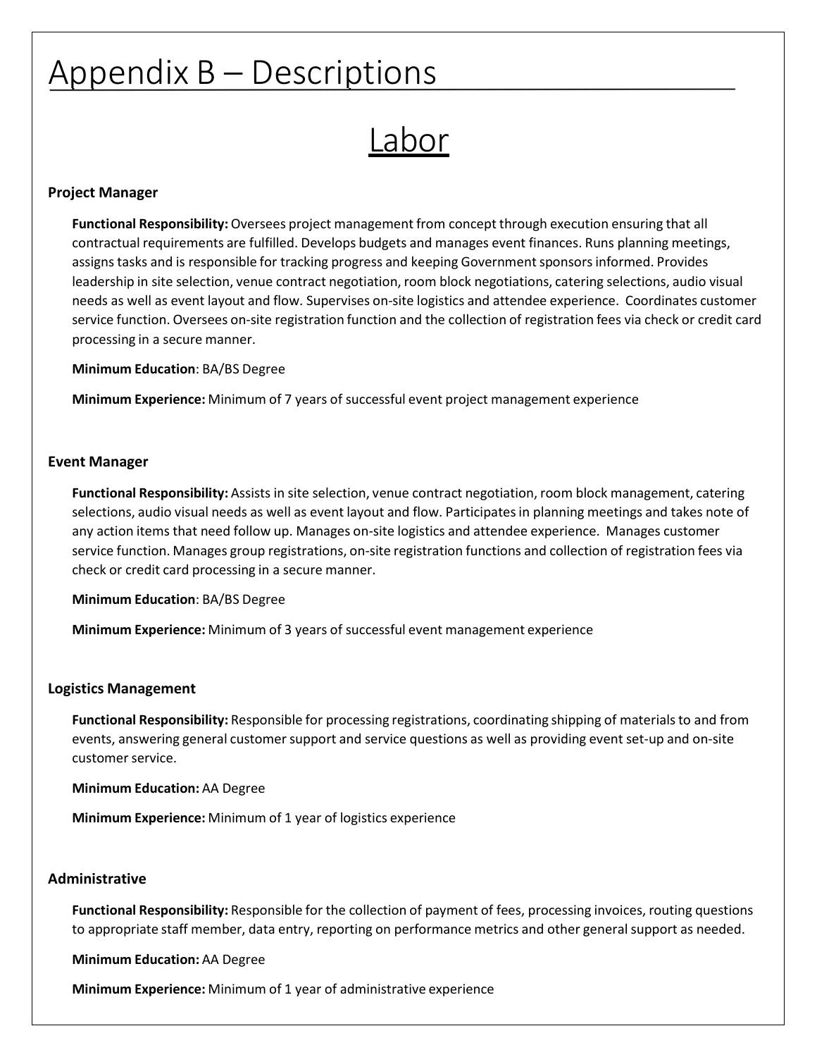# Appendix B – Descriptions

## Labor

### Project Manager

**Functional Responsibility:** Oversees project management from concept through execution ensuring that all contractual requirements are fulfilled. Develops budgets and manages event finances. Runs planning meetings, assigns tasks and is responsible for tracking progress and keeping Government sponsors informed. Provides leadership in site selection, venue contract negotiation, room block negotiations, catering selections, audio visual needs as well as event layout and flow. Supervises on-site logistics and attendee experience. Coordinates customer service function. Oversees on-site registration function and the collection of registration fees via check or credit card processing in a secure manner.

**Minimum Education**: BA/BS Degree

**Minimum Experience:** Minimum of 7 years of successful event project management experience

### Event Manager

**Functional Responsibility:** Assists in site selection, venue contract negotiation, room block management, catering selections, audio visual needs as well as event layout and flow. Participates in planning meetings and takes note of any action items that need follow up. Manages on-site logistics and attendee experience. Manages customer service function. Manages group registrations, on-site registration functions and collection of registration fees via check or credit card processing in a secure manner.

**Minimum Education**: BA/BS Degree

**Minimum Experience:** Minimum of 3 years of successful event management experience

### Logistics Management

**Functional Responsibility:** Responsible for processing registrations, coordinating shipping of materials to and from events, answering general customer support and service questions as well as providing event set-up and on-site customer service.

**Minimum Education:** AA Degree

**Minimum Experience:** Minimum of 1 year of logistics experience

### Administrative

**Functional Responsibility:** Responsible for the collection of payment of fees, processing invoices, routing questions to appropriate staff member, data entry, reporting on performance metrics and other general support as needed.

**Minimum Education:** AA Degree

**Minimum Experience:** Minimum of 1 year of administrative experience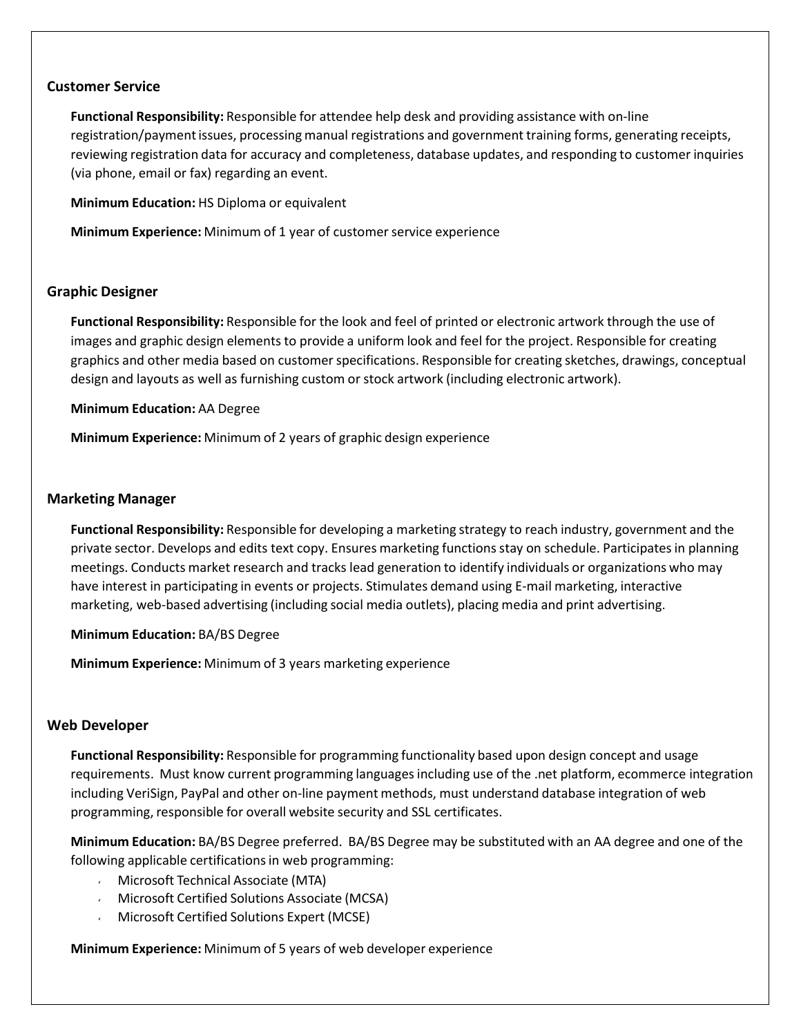### Customer Service

**Functional Responsibility:** Responsible for attendee help desk and providing assistance with on-line registration/payment issues, processing manual registrations and government training forms, generating receipts, reviewing registration data for accuracy and completeness, database updates, and responding to customer inquiries (via phone, email or fax) regarding an event.

**Minimum Education:** HS Diploma or equivalent

**Minimum Experience:** Minimum of 1 year of customer service experience

### Graphic Designer

**Functional Responsibility:** Responsible for the look and feel of printed or electronic artwork through the use of images and graphic design elements to provide a uniform look and feel for the project. Responsible for creating graphics and other media based on customer specifications. Responsible for creating sketches, drawings, conceptual design and layouts as well as furnishing custom or stock artwork (including electronic artwork).

**Minimum Education:** AA Degree

**Minimum Experience:** Minimum of 2 years of graphic design experience

### Marketing Manager

**Functional Responsibility:** Responsible for developing a marketing strategy to reach industry, government and the private sector. Develops and edits text copy. Ensures marketing functions stay on schedule. Participates in planning meetings. Conducts market research and tracks lead generation to identify individuals or organizations who may have interest in participating in events or projects. Stimulates demand using E-mail marketing, interactive marketing, web-based advertising (including social media outlets), placing media and print advertising.

**Minimum Education:** BA/BS Degree

**Minimum Experience:** Minimum of 3 years marketing experience

### Web Developer

**Functional Responsibility:** Responsible for programming functionality based upon design concept and usage requirements. Must know current programming languages including use of the .net platform, ecommerce integration including VeriSign, PayPal and other on-line payment methods, must understand database integration of web programming, responsible for overall website security and SSL certificates.

**Minimum Education:** BA/BS Degree preferred. BA/BS Degree may be substituted with an AA degree and one of the following applicable certifications in web programming:

- Microsoft Technical Associate (MTA)
- Microsoft Certified Solutions Associate (MCSA)
- Microsoft Certified Solutions Expert (MCSE)

**Minimum Experience:** Minimum of 5 years of web developer experience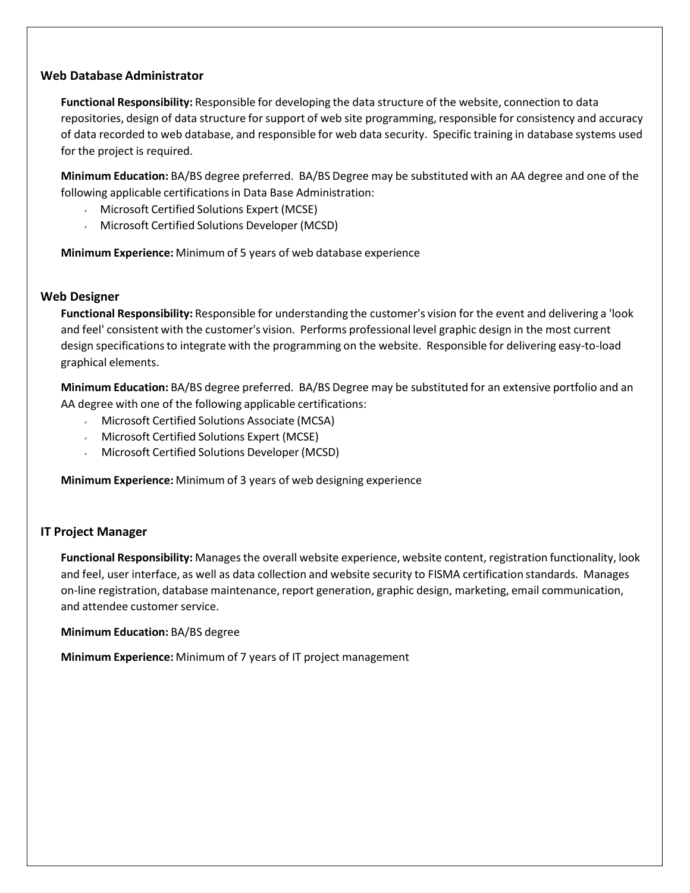## Web Database Administrator

**Functional Responsibility:** Responsible for developing the data structure of the website, connection to data repositories, design of data structure for support of web site programming, responsible for consistency and accuracy of data recorded to web database, and responsible for web data security. Specific training in database systems used for the project is required.

**Minimum Education:** BA/BS degree preferred. BA/BS Degree may be substituted with an AA degree and one of the following applicable certifications in Data Base Administration:

- Microsoft Certified Solutions Expert (MCSE)
- Microsoft Certified Solutions Developer (MCSD)

**Minimum Experience:** Minimum of 5 years of web database experience

## Web Designer

**Functional Responsibility:** Responsible for understanding the customer's vision for the event and delivering a 'look and feel' consistent with the customer's vision. Performs professional level graphic design in the most current design specifications to integrate with the programming on the website. Responsible for delivering easy-to-load graphical elements.

**Minimum Education:** BA/BS degree preferred. BA/BS Degree may be substituted for an extensive portfolio and an AA degree with one of the following applicable certifications:

- Microsoft Certified Solutions Associate (MCSA)
- Microsoft Certified Solutions Expert (MCSE)
- Microsoft Certified Solutions Developer (MCSD)

**Minimum Experience:** Minimum of 3 years of web designing experience

## IT Project Manager

**Functional Responsibility:** Manages the overall website experience, website content, registration functionality, look and feel, user interface, as well as data collection and website security to FISMA certification standards. Manages on-line registration, database maintenance, report generation, graphic design, marketing, email communication, and attendee customer service.

**Minimum Education:** BA/BS degree

**Minimum Experience:** Minimum of 7 years of IT project management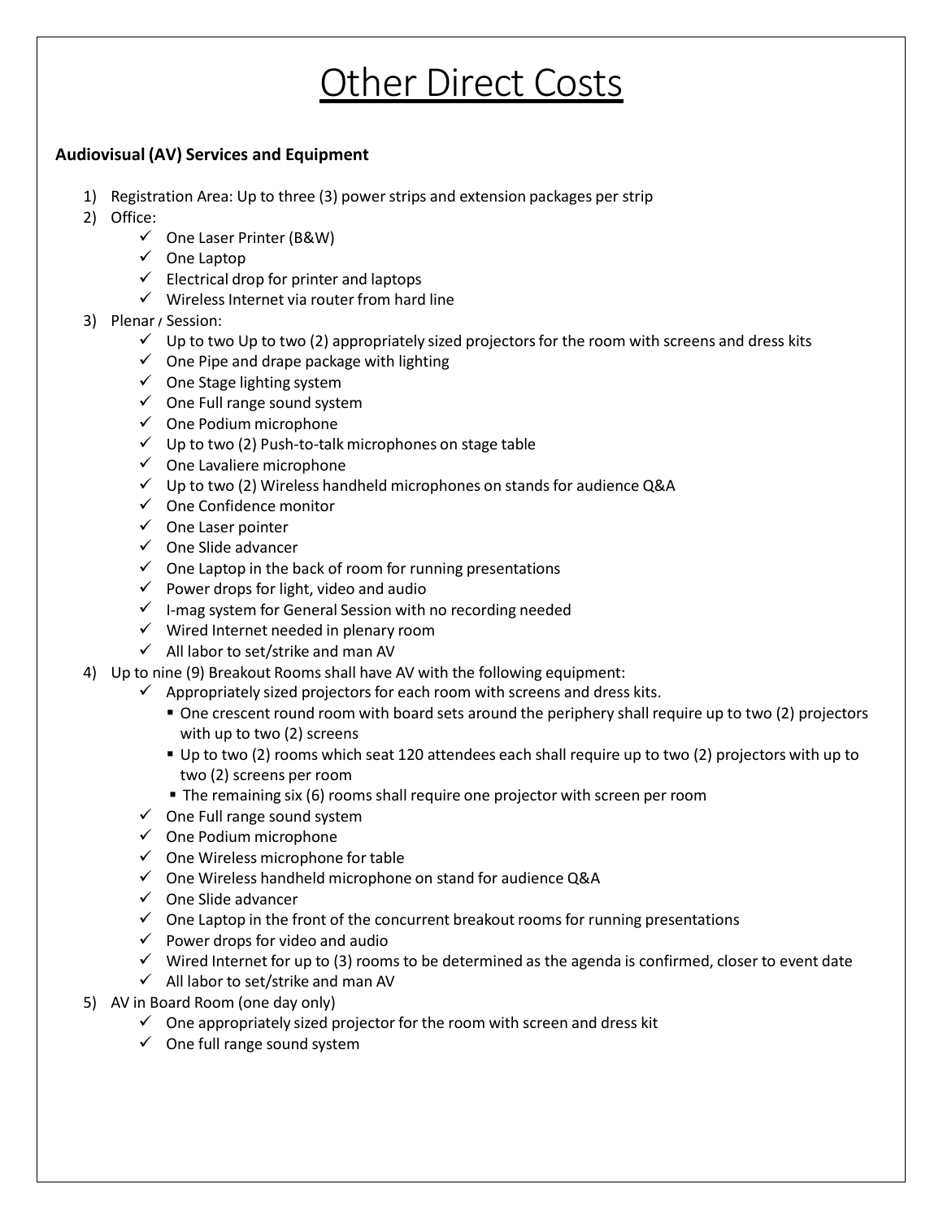# Other Direct Costs

**Audiovisual (AV) Services and Equipment**

1) Registration Area: Up to three (3) power strips and extension packages per strip
2) Office:
   - ✓ One Laser Printer (B&W)
   - ✓ One Laptop
   - ✓ Electrical drop for printer and laptops
   - ✓ Wireless Internet via router from hard line
3) Plenary Session:
   - ✓ Up to two Up to two (2) appropriately sized projectors for the room with screens and dress kits
   - ✓ One Pipe and drape package with lighting
   - ✓ One Stage lighting system
   - ✓ One Full range sound system
   - ✓ One Podium microphone
   - ✓ Up to two (2) Push-to-talk microphones on stage table
   - ✓ One Lavaliere microphone
   - ✓ Up to two (2) Wireless handheld microphones on stands for audience Q&A
   - ✓ One Confidence monitor
   - ✓ One Laser pointer
   - ✓ One Slide advancer
   - ✓ One Laptop in the back of room for running presentations
   - ✓ Power drops for light, video and audio
   - ✓ I-mag system for General Session with no recording needed
   - ✓ Wired Internet needed in plenary room
   - ✓ All labor to set/strike and man AV
4) Up to nine (9) Breakout Rooms shall have AV with the following equipment:
   - ✓ Appropriately sized projectors for each room with screens and dress kits.
     - One crescent round room with board sets around the periphery shall require up to two (2) projectors with up to two (2) screens
     - Up to two (2) rooms which seat 120 attendees each shall require up to two (2) projectors with up to two (2) screens per room
     - The remaining six (6) rooms shall require one projector with screen per room
   - ✓ One Full range sound system
   - ✓ One Podium microphone
   - ✓ One Wireless microphone for table
   - ✓ One Wireless handheld microphone on stand for audience Q&A
   - ✓ One Slide advancer
   - ✓ One Laptop in the front of the concurrent breakout rooms for running presentations
   - ✓ Power drops for video and audio
   - ✓ Wired Internet for up to (3) rooms to be determined as the agenda is confirmed, closer to event date
   - ✓ All labor to set/strike and man AV
5) AV in Board Room (one day only)
   - ✓ One appropriately sized projector for the room with screen and dress kit
   - ✓ One full range sound system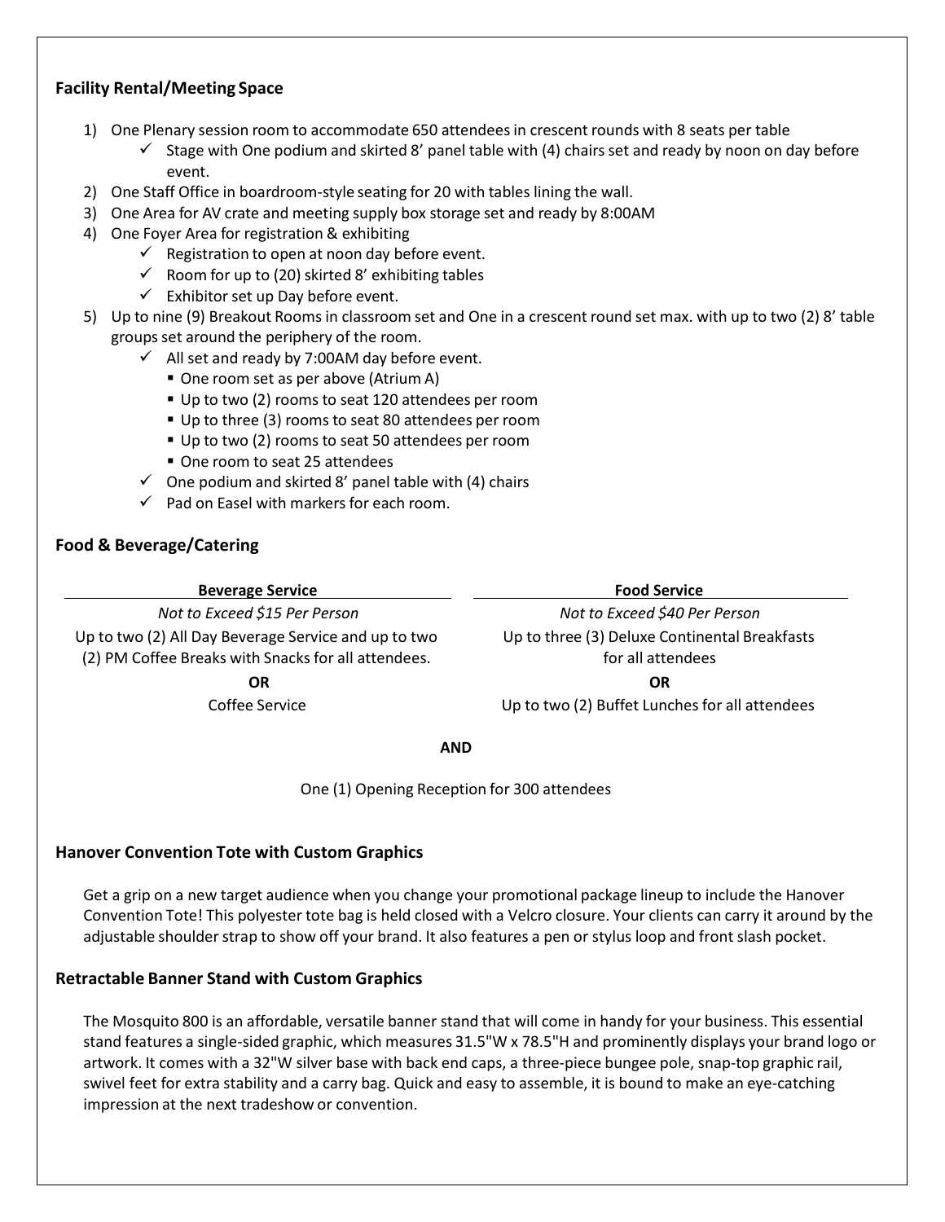### Facility Rental/Meeting Space

1) One Plenary session room to accommodate 650 attendees in crescent rounds with 8 seats per table
   - ✓ Stage with One podium and skirted 8' panel table with (4) chairs set and ready by noon on day before event.
2) One Staff Office in boardroom-style seating for 20 with tables lining the wall.
3) One Area for AV crate and meeting supply box storage set and ready by 8:00AM
4) One Foyer Area for registration & exhibiting
   - ✓ Registration to open at noon day before event.
   - ✓ Room for up to (20) skirted 8' exhibiting tables
   - ✓ Exhibitor set up Day before event.
5) Up to nine (9) Breakout Rooms in classroom set and One in a crescent round set max. with up to two (2) 8' table groups set around the periphery of the room.
   - ✓ All set and ready by 7:00AM day before event.
     - One room set as per above (Atrium A)
     - Up to two (2) rooms to seat 120 attendees per room
     - Up to three (3) rooms to seat 80 attendees per room
     - Up to two (2) rooms to seat 50 attendees per room
     - One room to seat 25 attendees
   - ✓ One podium and skirted 8' panel table with (4) chairs
   - ✓ Pad on Easel with markers for each room.

### Food & Beverage/Catering

| Beverage Service | Food Service |
|---|---|
| *Not to Exceed $15 Per Person* | *Not to Exceed $40 Per Person* |
| Up to two (2) All Day Beverage Service and up to two (2) PM Coffee Breaks with Snacks for all attendees. | Up to three (3) Deluxe Continental Breakfasts for all attendees |
| **OR** | **OR** |
| Coffee Service | Up to two (2) Buffet Lunches for all attendees |

**AND**

One (1) Opening Reception for 300 attendees

### Hanover Convention Tote with Custom Graphics

Get a grip on a new target audience when you change your promotional package lineup to include the Hanover Convention Tote! This polyester tote bag is held closed with a Velcro closure. Your clients can carry it around by the adjustable shoulder strap to show off your brand. It also features a pen or stylus loop and front slash pocket.

### Retractable Banner Stand with Custom Graphics

The Mosquito 800 is an affordable, versatile banner stand that will come in handy for your business. This essential stand features a single-sided graphic, which measures 31.5"W x 78.5"H and prominently displays your brand logo or artwork. It comes with a 32"W silver base with back end caps, a three-piece bungee pole, snap-top graphic rail, swivel feet for extra stability and a carry bag. Quick and easy to assemble, it is bound to make an eye-catching impression at the next tradeshow or convention.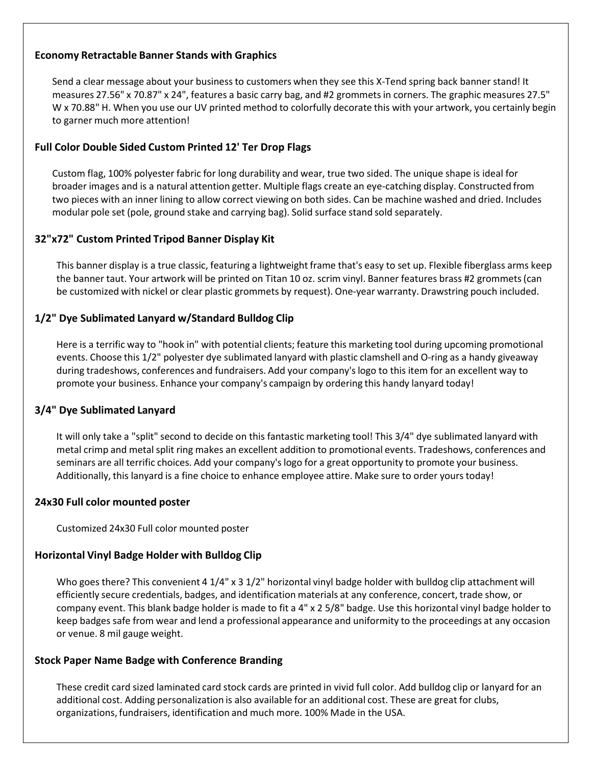### Economy Retractable Banner Stands with Graphics

Send a clear message about your business to customers when they see this X-Tend spring back banner stand! It measures 27.56" x 70.87" x 24", features a basic carry bag, and #2 grommets in corners. The graphic measures 27.5" W x 70.88" H. When you use our UV printed method to colorfully decorate this with your artwork, you certainly begin to garner much more attention!

### Full Color Double Sided Custom Printed 12' Ter Drop Flags

Custom flag, 100% polyester fabric for long durability and wear, true two sided. The unique shape is ideal for broader images and is a natural attention getter. Multiple flags create an eye-catching display. Constructed from two pieces with an inner lining to allow correct viewing on both sides. Can be machine washed and dried. Includes modular pole set (pole, ground stake and carrying bag). Solid surface stand sold separately.

### 32"x72" Custom Printed Tripod Banner Display Kit

This banner display is a true classic, featuring a lightweight frame that's easy to set up. Flexible fiberglass arms keep the banner taut. Your artwork will be printed on Titan 10 oz. scrim vinyl. Banner features brass #2 grommets (can be customized with nickel or clear plastic grommets by request). One-year warranty. Drawstring pouch included.

### 1/2" Dye Sublimated Lanyard w/Standard Bulldog Clip

Here is a terrific way to "hook in" with potential clients; feature this marketing tool during upcoming promotional events. Choose this 1/2" polyester dye sublimated lanyard with plastic clamshell and O-ring as a handy giveaway during tradeshows, conferences and fundraisers. Add your company's logo to this item for an excellent way to promote your business. Enhance your company's campaign by ordering this handy lanyard today!

### 3/4" Dye Sublimated Lanyard

It will only take a "split" second to decide on this fantastic marketing tool! This 3/4" dye sublimated lanyard with metal crimp and metal split ring makes an excellent addition to promotional events. Tradeshows, conferences and seminars are all terrific choices. Add your company's logo for a great opportunity to promote your business. Additionally, this lanyard is a fine choice to enhance employee attire. Make sure to order yours today!

### 24x30 Full color mounted poster

Customized 24x30 Full color mounted poster

### Horizontal Vinyl Badge Holder with Bulldog Clip

Who goes there? This convenient 4 1/4" x 3 1/2" horizontal vinyl badge holder with bulldog clip attachment will efficiently secure credentials, badges, and identification materials at any conference, concert, trade show, or company event. This blank badge holder is made to fit a 4" x 2 5/8" badge. Use this horizontal vinyl badge holder to keep badges safe from wear and lend a professional appearance and uniformity to the proceedings at any occasion or venue. 8 mil gauge weight.

### Stock Paper Name Badge with Conference Branding

These credit card sized laminated card stock cards are printed in vivid full color. Add bulldog clip or lanyard for an additional cost. Adding personalization is also available for an additional cost. These are great for clubs, organizations, fundraisers, identification and much more. 100% Made in the USA.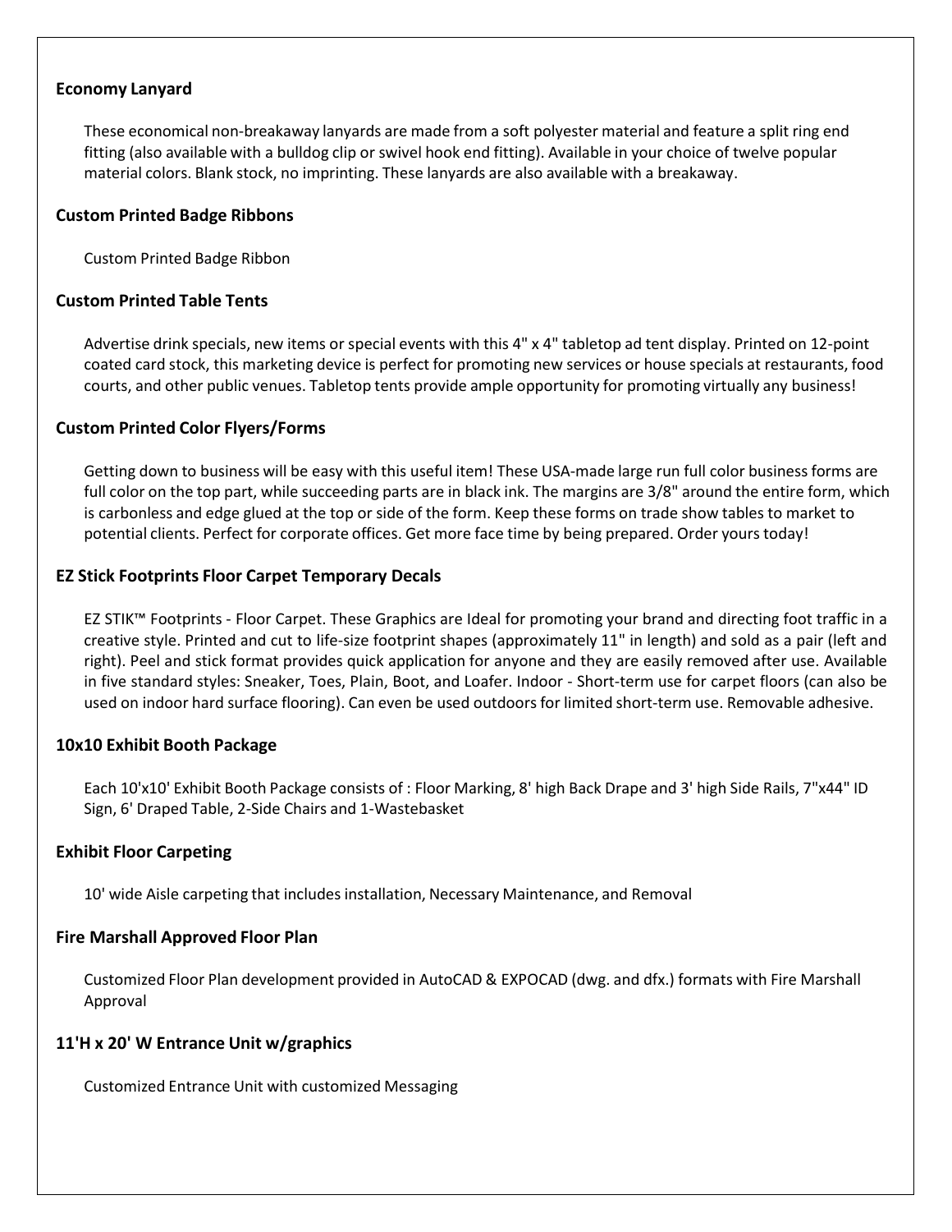### Economy Lanyard

These economical non-breakaway lanyards are made from a soft polyester material and feature a split ring end fitting (also available with a bulldog clip or swivel hook end fitting). Available in your choice of twelve popular material colors. Blank stock, no imprinting. These lanyards are also available with a breakaway.

### Custom Printed Badge Ribbons

Custom Printed Badge Ribbon

### Custom Printed Table Tents

Advertise drink specials, new items or special events with this 4" x 4" tabletop ad tent display. Printed on 12-point coated card stock, this marketing device is perfect for promoting new services or house specials at restaurants, food courts, and other public venues. Tabletop tents provide ample opportunity for promoting virtually any business!

### Custom Printed Color Flyers/Forms

Getting down to business will be easy with this useful item! These USA-made large run full color business forms are full color on the top part, while succeeding parts are in black ink. The margins are 3/8" around the entire form, which is carbonless and edge glued at the top or side of the form. Keep these forms on trade show tables to market to potential clients. Perfect for corporate offices. Get more face time by being prepared. Order yours today!

### EZ Stick Footprints Floor Carpet Temporary Decals

EZ STIK™ Footprints - Floor Carpet. These Graphics are Ideal for promoting your brand and directing foot traffic in a creative style. Printed and cut to life-size footprint shapes (approximately 11" in length) and sold as a pair (left and right). Peel and stick format provides quick application for anyone and they are easily removed after use. Available in five standard styles: Sneaker, Toes, Plain, Boot, and Loafer. Indoor - Short-term use for carpet floors (can also be used on indoor hard surface flooring). Can even be used outdoors for limited short-term use. Removable adhesive.

### 10x10 Exhibit Booth Package

Each 10'x10' Exhibit Booth Package consists of : Floor Marking, 8' high Back Drape and 3' high Side Rails, 7"x44" ID Sign, 6' Draped Table, 2-Side Chairs and 1-Wastebasket

### Exhibit Floor Carpeting

10' wide Aisle carpeting that includes installation, Necessary Maintenance, and Removal

### Fire Marshall Approved Floor Plan

Customized Floor Plan development provided in AutoCAD & EXPOCAD (dwg. and dfx.) formats with Fire Marshall Approval

### 11'H x 20' W Entrance Unit w/graphics

Customized Entrance Unit with customized Messaging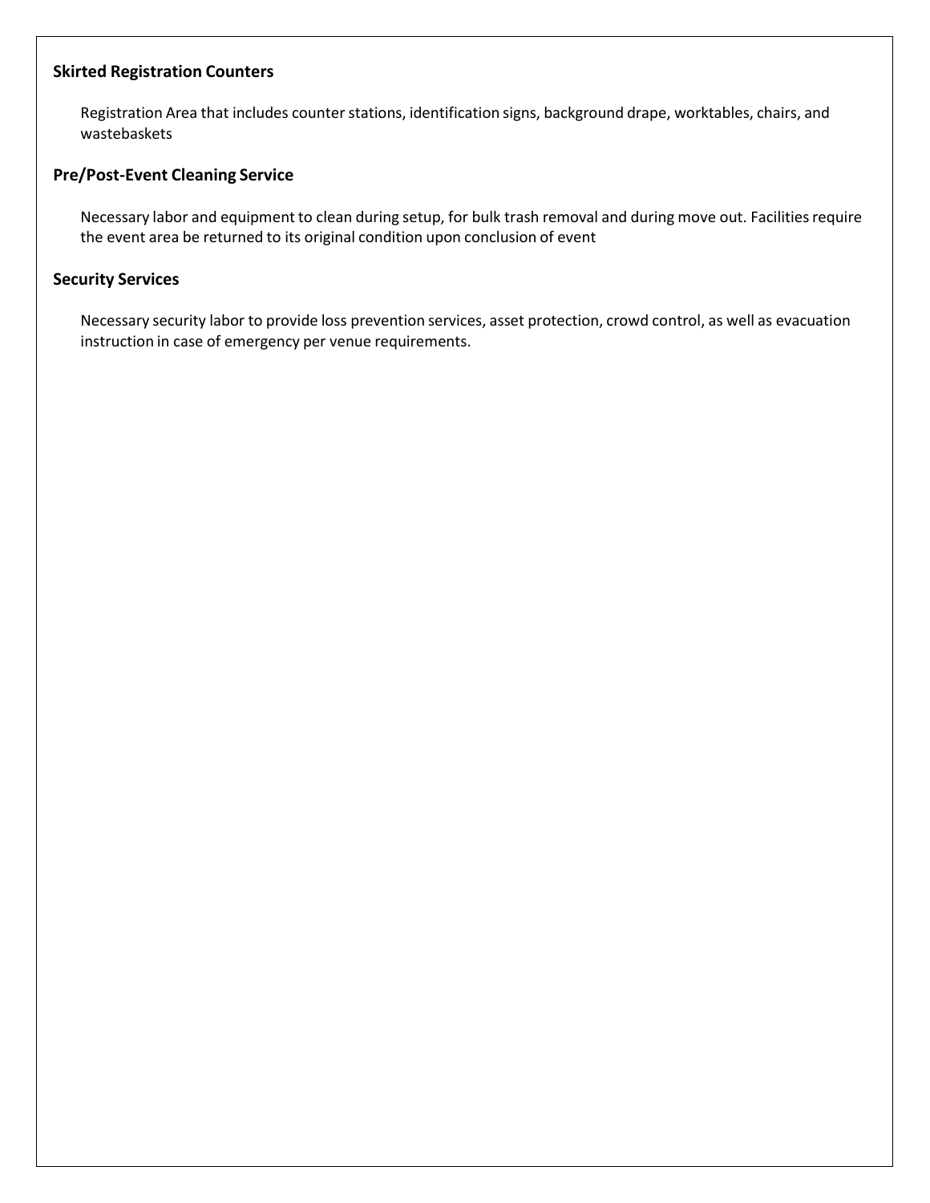**Skirted Registration Counters**

Registration Area that includes counter stations, identification signs, background drape, worktables, chairs, and wastebaskets

**Pre/Post-Event Cleaning Service**

Necessary labor and equipment to clean during setup, for bulk trash removal and during move out. Facilities require the event area be returned to its original condition upon conclusion of event

**Security Services**

Necessary security labor to provide loss prevention services, asset protection, crowd control, as well as evacuation instruction in case of emergency per venue requirements.